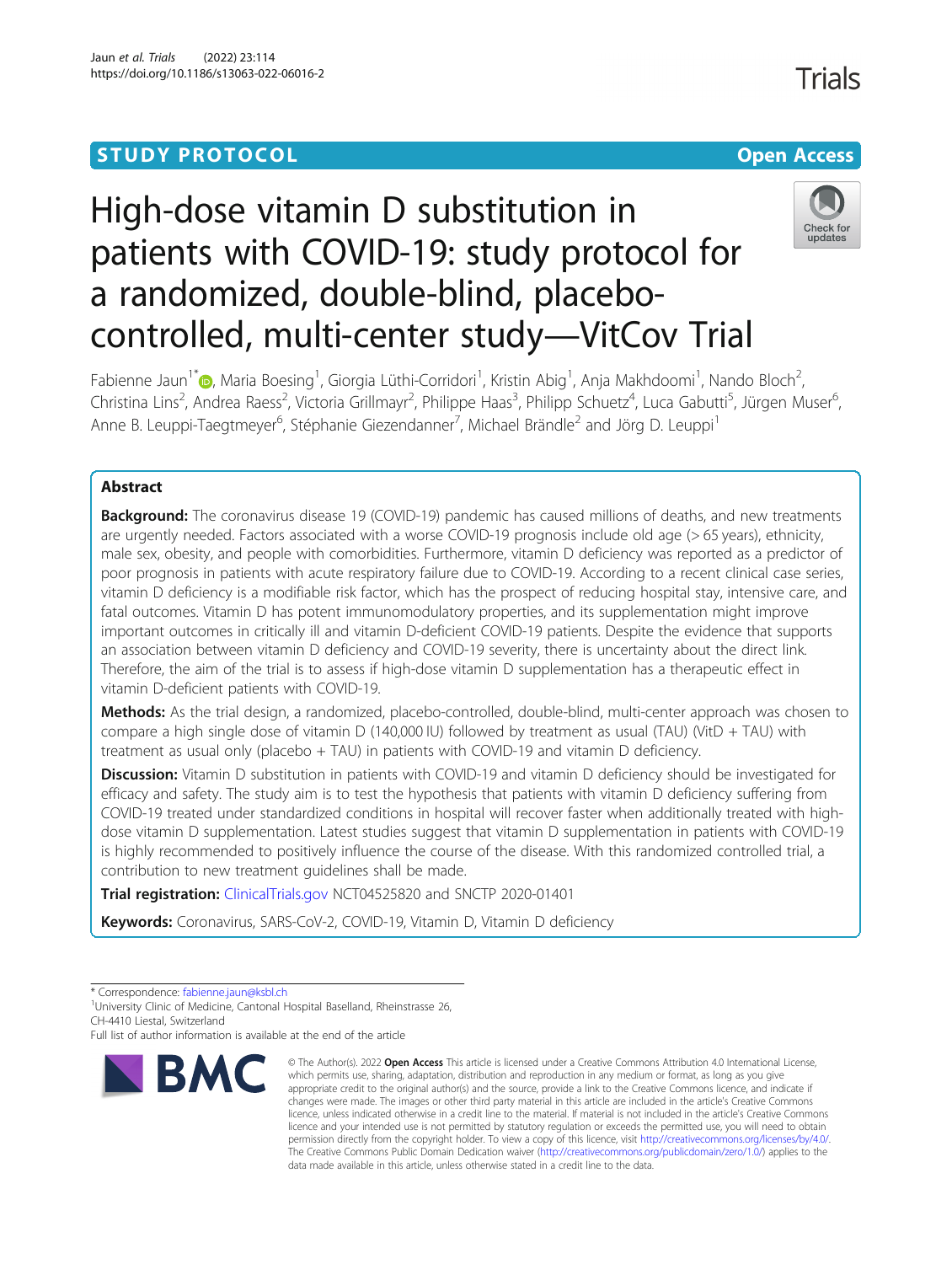STUDY PROTOCOL

Open Access

# High-dose vitamin D substitution in patients with COVID-19: study protocol for a randomized, double-blind, placebo-controlled, multi-center study—VitCov Trial

Fabienne Jaun[1*], Maria Boesing[1], Giorgia Lüthi-Corridori[1], Kristin Abig[1], Anja Makhdoomi[1], Nando Bloch[2], Christina Lins[2], Andrea Raess[2], Victoria Grillmayr[2], Philippe Haas[3], Philipp Schuetz[4], Luca Gabutti[5], Jürgen Muser[6], Anne B. Leuppi-Taegtmeyer[6], Stéphanie Giezendanner[7], Michael Brändle[2] and Jörg D. Leuppi[1]

## Abstract

**Background:** The coronavirus disease 19 (COVID-19) pandemic has caused millions of deaths, and new treatments are urgently needed. Factors associated with a worse COVID-19 prognosis include old age (> 65 years), ethnicity, male sex, obesity, and people with comorbidities. Furthermore, vitamin D deficiency was reported as a predictor of poor prognosis in patients with acute respiratory failure due to COVID-19. According to a recent clinical case series, vitamin D deficiency is a modifiable risk factor, which has the prospect of reducing hospital stay, intensive care, and fatal outcomes. Vitamin D has potent immunomodulatory properties, and its supplementation might improve important outcomes in critically ill and vitamin D-deficient COVID-19 patients. Despite the evidence that supports an association between vitamin D deficiency and COVID-19 severity, there is uncertainty about the direct link. Therefore, the aim of the trial is to assess if high-dose vitamin D supplementation has a therapeutic effect in vitamin D-deficient patients with COVID-19.

**Methods:** As the trial design, a randomized, placebo-controlled, double-blind, multi-center approach was chosen to compare a high single dose of vitamin D (140,000 IU) followed by treatment as usual (TAU) (VitD + TAU) with treatment as usual only (placebo + TAU) in patients with COVID-19 and vitamin D deficiency.

**Discussion:** Vitamin D substitution in patients with COVID-19 and vitamin D deficiency should be investigated for efficacy and safety. The study aim is to test the hypothesis that patients with vitamin D deficiency suffering from COVID-19 treated under standardized conditions in hospital will recover faster when additionally treated with high-dose vitamin D supplementation. Latest study suggest that vitamin D supplementation in patients with COVID-19 is highly recommended to positively influence the course of the disease. With this randomized controlled trial, a contribution to new treatment guidelines shall be made.

**Trial registration:** ClinicalTrials.gov NCT04525820 and SNCTP 2020-01401

**Keywords:** Coronavirus, SARS-CoV-2, COVID-19, Vitamin D, Vitamin D deficiency

\* Correspondence: fabienne.jaun@ksbl.ch

[1]University Clinic of Medicine, Cantonal Hospital Baselland, Rheinstrasse 26, CH-4410 Liestal, Switzerland

Full list of author information is available at the end of the article

© The Author(s). 2022 **Open Access** This article is licensed under a Creative Commons Attribution 4.0 International License, which permits use, sharing, adaptation, distribution and reproduction in any medium or format, as long as you give appropriate credit to the original author(s) and the source, provide a link to the Creative Commons licence, and indicate if changes were made. The images or other third party material in this article are included in the article's Creative Commons licence, unless indicated otherwise in a credit line to the material. If material is not included in the article's Creative Commons licence and your intended use is not permitted by statutory regulation or exceeds the permitted use, you will need to obtain permission directly from the copyright holder. To view a copy of this licence, visit http://creativecommons.org/licenses/by/4.0/. The Creative Commons Public Domain Dedication waiver (http://creativecommons.org/publicdomain/zero/1.0/) applies to the data made available in this article, unless otherwise stated in a credit line to the data.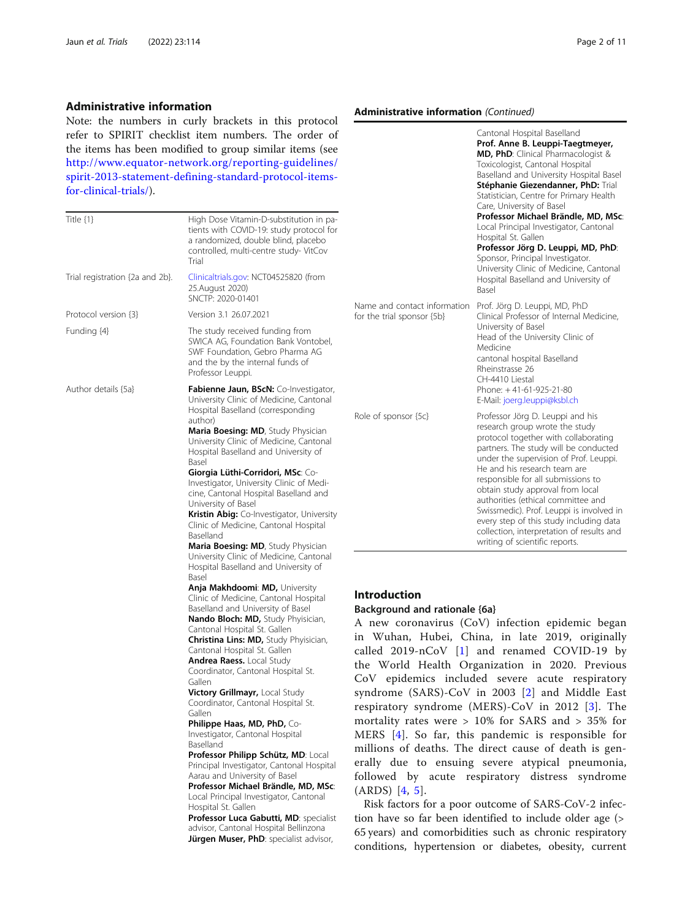## Administrative information

Note: the numbers in curly brackets in this protocol refer to SPIRIT checklist item numbers. The order of the items has been modified to group similar items (see http://www.equator-network.org/reporting-guidelines/spirit-2013-statement-defining-standard-protocol-items-for-clinical-trials/).

| | |
|---|---|
| Title {1} | High Dose Vitamin-D-substitution in patients with COVID-19: study protocol for a randomized, double blind, placebo controlled, multi-centre study- VitCov Trial |
| Trial registration {2a and 2b}. | Clinicaltrials.gov: NCT04525820 (from 25.August 2020) SNCTP: 2020-01401 |
| Protocol version {3} | Version 3.1 26.07.2021 |
| Funding {4} | The study received funding from SWICA AG, Foundation Bank Vontobel, SWF Foundation, Gebro Pharma AG and the by the internal funds of Professor Leuppi. |
| Author details {5a} | **Fabienne Jaun, BScN:** Co-Investigator, University Clinic of Medicine, Cantonal Hospital Baselland (corresponding author) **Maria Boesing: MD**, Study Physician University Clinic of Medicine, Cantonal Hospital Baselland and University of Basel **Giorgia Lüthi-Corridori, MSc**: Co-Investigator, University Clinic of Medicine, Cantonal Hospital Baselland and University of Basel **Kristin Abig:** Co-Investigator, University Clinic of Medicine, Cantonal Hospital Baselland **Maria Boesing: MD**, Study Physician University Clinic of Medicine, Cantonal Hospital Baselland and University of Basel **Anja Makhdoomi**: **MD,** University Clinic of Medicine, Cantonal Hospital Baselland and University of Basel **Nando Bloch: MD,** Study Phyisician, Cantonal Hospital St. Gallen **Christina Lins: MD,** Study Phyisician, Cantonal Hospital St. Gallen **Andrea Raess.** Local Study Coordinator, Cantonal Hospital St. Gallen **Victory Grillmayr,** Local Study Coordinator, Cantonal Hospital St. Gallen **Philippe Haas, MD, PhD,** Co-Investigator, Cantonal Hospital Baselland **Professor Philipp Schütz, MD**: Local Principal Investigator, Cantonal Hospital Aarau and University of Basel **Professor Michael Brändle, MD, MSc**: Local Principal Investigator, Cantonal Hospital St. Gallen **Professor Luca Gabutti, MD**: specialist advisor, Cantonal Hospital Bellinzona **Jürgen Muser, PhD**: specialist advisor, Cantonal Hospital Baselland **Prof. Anne B. Leuppi-Taegtmeyer, MD, PhD**: Clinical Pharmacologist & Toxicologist, Cantonal Hospital Baselland and University Hospital Basel **Stéphanie Giezendanner, PhD:** Trial Statistician, Centre for Primary Health Care, University of Basel **Professor Michael Brändle, MD, MSc**: Local Principal Investigator, Cantonal Hospital St. Gallen **Professor Jörg D. Leuppi, MD, PhD**: Sponsor, Principal Investigator. University Clinic of Medicine, Cantonal Hospital Baselland and University of Basel |
| Name and contact information for the trial sponsor {5b} | Prof. Jörg D. Leuppi, MD, PhD Clinical Professor of Internal Medicine, University of Basel Head of the University Clinic of Medicine cantonal hospital Baselland Rheinstrasse 26 CH-4410 Liestal Phone: + 41-61-925-21-80 E-Mail: joerg.leuppi@ksbl.ch |
| Role of sponsor {5c} | Professor Jörg D. Leuppi and his research group wrote the study protocol together with collaborating partners. The study will be conducted under the supervision of Prof. Leuppi. He and his research team are responsible for all submissions to obtain study approval from local authorities (ethical committee and Swissmedic). Prof. Leuppi is involved in every step of this study including data collection, interpretation of results and writing of scientific reports. |

## Introduction

### Background and rationale {6a}

A new coronavirus (CoV) infection epidemic began in Wuhan, Hubei, China, in late 2019, originally called 2019-nCoV [1] and renamed COVID-19 by the World Health Organization in 2020. Previous CoV epidemics included severe acute respiratory syndrome (SARS)-CoV in 2003 [2] and Middle East respiratory syndrome (MERS)-CoV in 2012 [3]. The mortality rates were > 10% for SARS and > 35% for MERS [4]. So far, this pandemic is responsible for millions of deaths. The direct cause of death is generally due to ensuing severe atypical pneumonia, followed by acute respiratory distress syndrome (ARDS) [4, 5].

Risk factors for a poor outcome of SARS-CoV-2 infection have so far been identified to include older age (> 65 years) and comorbidities such as chronic respiratory conditions, hypertension or diabetes, obesity, current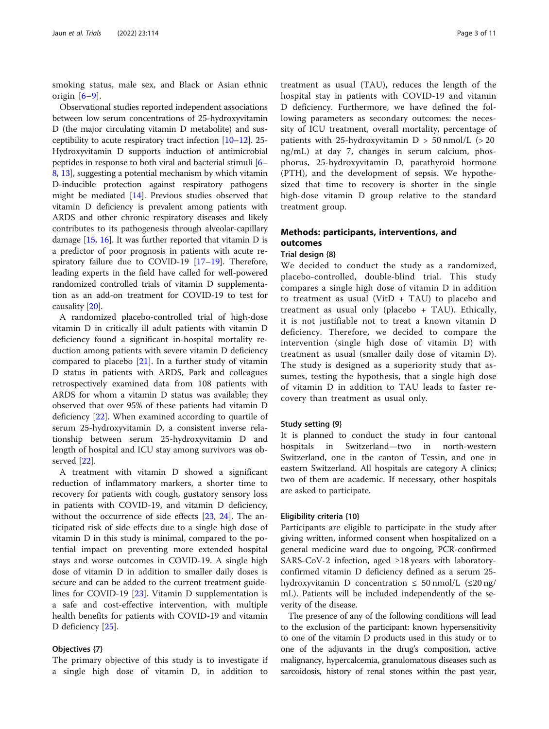smoking status, male sex, and Black or Asian ethnic origin [6–9].

Observational studies reported independent associations between low serum concentrations of 25-hydroxyvitamin D (the major circulating vitamin D metabolite) and susceptibility to acute respiratory tract infection [10–12]. 25-Hydroxyvitamin D supports induction of antimicrobial peptides in response to both viral and bacterial stimuli [6–8, 13], suggesting a potential mechanism by which vitamin D-inducible protection against respiratory pathogens might be mediated [14]. Previous studies observed that vitamin D deficiency is prevalent among patients with ARDS and other chronic respiratory diseases and likely contributes to its pathogenesis through alveolar-capillary damage [15, 16]. It was further reported that vitamin D is a predictor of poor prognosis in patients with acute respiratory failure due to COVID-19 [17–19]. Therefore, leading experts in the field have called for well-powered randomized controlled trials of vitamin D supplementation as an add-on treatment for COVID-19 to test for causality [20].

A randomized placebo-controlled trial of high-dose vitamin D in critically ill adult patients with vitamin D deficiency found a significant in-hospital mortality reduction among patients with severe vitamin D deficiency compared to placebo [21]. In a further study of vitamin D status in patients with ARDS, Park and colleagues retrospectively examined data from 108 patients with ARDS for whom a vitamin D status was available; they observed that over 95% of these patients had vitamin D deficiency [22]. When examined according to quartile of serum 25-hydroxyvitamin D, a consistent inverse relationship between serum 25-hydroxyvitamin D and length of hospital and ICU stay among survivors was observed [22].

A treatment with vitamin D showed a significant reduction of inflammatory markers, a shorter time to recovery for patients with cough, gustatory sensory loss in patients with COVID-19, and vitamin D deficiency, without the occurrence of side effects [23, 24]. The anticipated risk of side effects due to a single high dose of vitamin D in this study is minimal, compared to the potential impact on preventing more extended hospital stays and worse outcomes in COVID-19. A single high dose of vitamin D in addition to smaller daily doses is secure and can be added to the current treatment guidelines for COVID-19 [23]. Vitamin D supplementation is a safe and cost-effective intervention, with multiple health benefits for patients with COVID-19 and vitamin D deficiency [25].

### Objectives {7}

The primary objective of this study is to investigate if a single high dose of vitamin D, in addition to treatment as usual (TAU), reduces the length of the hospital stay in patients with COVID-19 and vitamin D deficiency. Furthermore, we have defined the following parameters as secondary outcomes: the necessity of ICU treatment, overall mortality, percentage of patients with 25-hydroxyvitamin D > 50 nmol/L (> 20 ng/mL) at day 7, changes in serum calcium, phosphorus, 25-hydroxyvitamin D, parathyroid hormone (PTH), and the development of sepsis. We hypothesized that time to recovery is shorter in the single high-dose vitamin D group relative to the standard treatment group.

## Methods: participants, interventions, and outcomes

### Trial design {8}

We decided to conduct the study as a randomized, placebo-controlled, double-blind trial. This study compares a single high dose of vitamin D in addition to treatment as usual (VitD + TAU) to placebo and treatment as usual only (placebo + TAU). Ethically, it is not justifiable not to treat a known vitamin D deficiency. Therefore, we decided to compare the intervention (single high dose of vitamin D) with treatment as usual (smaller daily dose of vitamin D). The study is designed as a superiority study that assumes, testing the hypothesis, that a single high dose of vitamin D in addition to TAU leads to faster recovery than treatment as usual only.

### Study setting {9}

It is planned to conduct the study in four cantonal hospitals in Switzerland—two in north-western Switzerland, one in the canton of Tessin, and one in eastern Switzerland. All hospitals are category A clinics; two of them are academic. If necessary, other hospitals are asked to participate.

### Eligibility criteria {10}

Participants are eligible to participate in the study after giving written, informed consent when hospitalized on a general medicine ward due to ongoing, PCR-confirmed SARS-CoV-2 infection, aged ≥18 years with laboratory-confirmed vitamin D deficiency defined as a serum 25-hydroxyvitamin D concentration ≤ 50 nmol/L (≤20 ng/mL). Patients will be included independently of the severity of the disease.

The presence of any of the following conditions will lead to the exclusion of the participant: known hypersensitivity to one of the vitamin D products used in this study or to one of the adjuvants in the drug's composition, active malignancy, hypercalcemia, granulomatous diseases such as sarcoidosis, history of renal stones within the past year,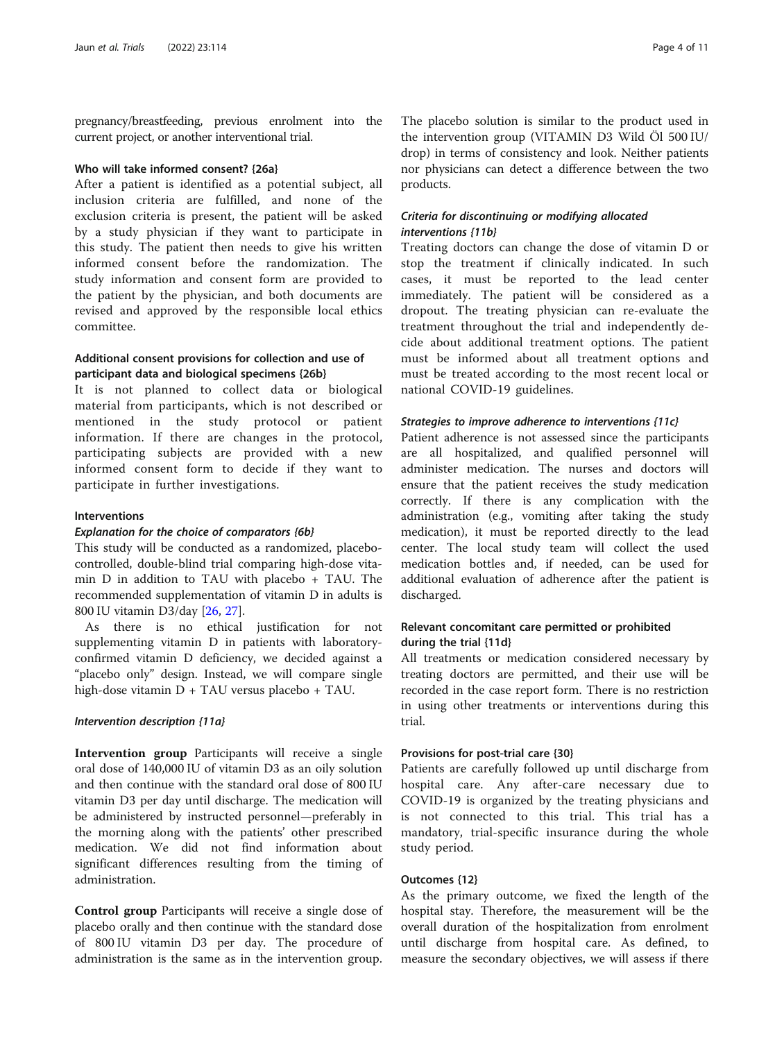pregnancy/breastfeeding, previous enrolment into the current project, or another interventional trial.

### Who will take informed consent? {26a}

After a patient is identified as a potential subject, all inclusion criteria are fulfilled, and none of the exclusion criteria is present, the patient will be asked by a study physician if they want to participate in this study. The patient then needs to give his written informed consent before the randomization. The study information and consent form are provided to the patient by the physician, and both documents are revised and approved by the responsible local ethics committee.

### Additional consent provisions for collection and use of participant data and biological specimens {26b}

It is not planned to collect data or biological material from participants, which is not described or mentioned in the study protocol or patient information. If there are changes in the protocol, participating subjects are provided with a new informed consent form to decide if they want to participate in further investigations.

### Interventions

#### *Explanation for the choice of comparators {6b}*

This study will be conducted as a randomized, placebo-controlled, double-blind trial comparing high-dose vitamin D in addition to TAU with placebo + TAU. The recommended supplementation of vitamin D in adults is 800 IU vitamin D3/day [26, 27].

As there is no ethical justification for not supplementing vitamin D in patients with laboratory-confirmed vitamin D deficiency, we decided against a "placebo only" design. Instead, we will compare single high-dose vitamin D + TAU versus placebo + TAU.

#### *Intervention description {11a}*

**Intervention group** Participants will receive a single oral dose of 140,000 IU of vitamin D3 as an oily solution and then continue with the standard oral dose of 800 IU vitamin D3 per day until discharge. The medication will be administered by instructed personnel—preferably in the morning along with the patients' other prescribed medication. We did not find information about significant differences resulting from the timing of administration.

**Control group** Participants will receive a single dose of placebo orally and then continue with the standard dose of 800 IU vitamin D3 per day. The procedure of administration is the same as in the intervention group. The placebo solution is similar to the product used in the intervention group (VITAMIN D3 Wild Öl 500 IU/drop) in terms of consistency and look. Neither patients nor physicians can detect a difference between the two products.

#### *Criteria for discontinuing or modifying allocated interventions {11b}*

Treating doctors can change the dose of vitamin D or stop the treatment if clinically indicated. In such cases, it must be reported to the lead center immediately. The patient will be considered as a dropout. The treating physician can re-evaluate the treatment throughout the trial and independently decide about additional treatment options. The patient must be informed about all treatment options and must be treated according to the most recent local or national COVID-19 guidelines.

#### *Strategies to improve adherence to interventions {11c}*

Patient adherence is not assessed since the participants are all hospitalized, and qualified personnel will administer medication. The nurses and doctors will ensure that the patient receives the study medication correctly. If there is any complication with the administration (e.g., vomiting after taking the study medication), it must be reported directly to the lead center. The local study team will collect the used medication bottles and, if needed, can be used for additional evaluation of adherence after the patient is discharged.

### Relevant concomitant care permitted or prohibited during the trial {11d}

All treatments or medication considered necessary by treating doctors are permitted, and their use will be recorded in the case report form. There is no restriction in using other treatments or interventions during this trial.

### Provisions for post-trial care {30}

Patients are carefully followed up until discharge from hospital care. Any after-care necessary due to COVID-19 is organized by the treating physicians and is not connected to this trial. This trial has a mandatory, trial-specific insurance during the whole study period.

### Outcomes {12}

As the primary outcome, we fixed the length of the hospital stay. Therefore, the measurement will be the overall duration of the hospitalization from enrolment until discharge from hospital care. As defined, to measure the secondary objectives, we will assess if there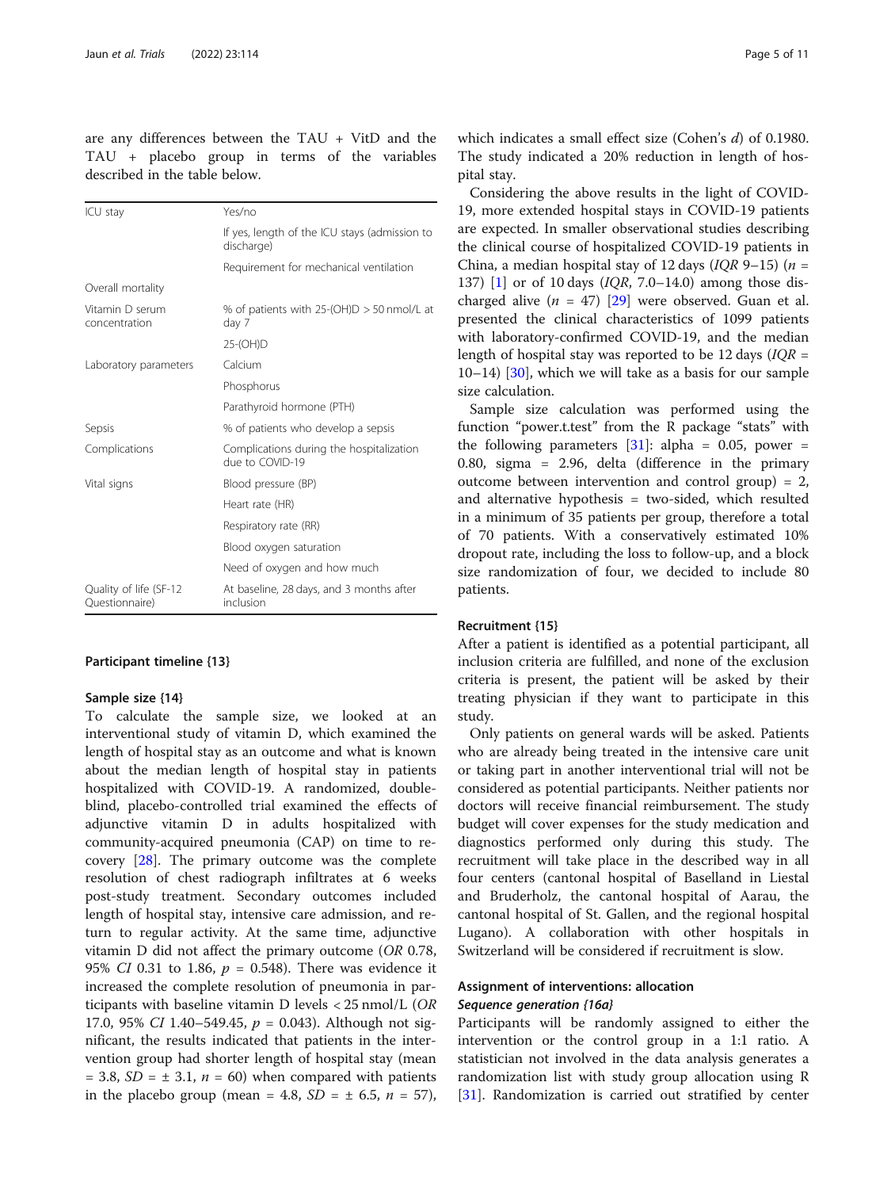are any differences between the TAU + VitD and the TAU + placebo group in terms of the variables described in the table below.

| | |
|---|---|
| ICU stay | Yes/no |
| | If yes, length of the ICU stays (admission to discharge) |
| | Requirement for mechanical ventilation |
| Overall mortality | |
| Vitamin D serum concentration | % of patients with 25-(OH)D > 50 nmol/L at day 7 |
| | 25-(OH)D |
| Laboratory parameters | Calcium |
| | Phosphorus |
| | Parathyroid hormone (PTH) |
| Sepsis | % of patients who develop a sepsis |
| Complications | Complications during the hospitalization due to COVID-19 |
| Vital signs | Blood pressure (BP) |
| | Heart rate (HR) |
| | Respiratory rate (RR) |
| | Blood oxygen saturation |
| | Need of oxygen and how much |
| Quality of life (SF-12 Questionnaire) | At baseline, 28 days, and 3 months after inclusion |

#### Participant timeline {13}

#### Sample size {14}

To calculate the sample size, we looked at an interventional study of vitamin D, which examined the length of hospital stay as an outcome and what is known about the median length of hospital stay in patients hospitalized with COVID-19. A randomized, double-blind, placebo-controlled trial examined the effects of adjunctive vitamin D in adults hospitalized with community-acquired pneumonia (CAP) on time to recovery [28]. The primary outcome was the complete resolution of chest radiograph infiltrates at 6 weeks post-study treatment. Secondary outcomes included length of hospital stay, intensive care admission, and return to regular activity. At the same time, adjunctive vitamin D did not affect the primary outcome (*OR* 0.78, 95% *CI* 0.31 to 1.86, $p = 0.548$). There was evidence it increased the complete resolution of pneumonia in participants with baseline vitamin D levels < 25 nmol/L (*OR* 17.0, 95% *CI* 1.40–549.45, $p = 0.043$). Although not significant, the results indicated that patients in the intervention group had shorter length of hospital stay (mean = 3.8, $SD = \pm 3.1$, $n = 60$) when compared with patients in the placebo group (mean = 4.8, $SD = \pm 6.5$, $n = 57$), which indicates a small effect size (Cohen's *d*) of 0.1980. The study indicated a 20% reduction in length of hospital stay.

Considering the above results in the light of COVID-19, more extended hospital stays in COVID-19 patients are expected. In smaller observational studies describing the clinical course of hospitalized COVID-19 patients in China, a median hospital stay of 12 days (*IQR* 9–15) ($n = 137$) [1] or of 10 days (*IQR*, 7.0–14.0) among those discharged alive ($n = 47$) [29] were observed. Guan et al. presented the clinical characteristics of 1099 patients with laboratory-confirmed COVID-19, and the median length of hospital stay was reported to be 12 days (*IQR* = 10–14) [30], which we will take as a basis for our sample size calculation.

Sample size calculation was performed using the function "power.t.test" from the R package "stats" with the following parameters [31]: alpha = 0.05, power = 0.80, sigma = 2.96, delta (difference in the primary outcome between intervention and control group) = 2, and alternative hypothesis = two-sided, which resulted in a minimum of 35 patients per group, therefore a total of 70 patients. With a conservatively estimated 10% dropout rate, including the loss to follow-up, and a block size randomization of four, we decided to include 80 patients.

#### Recruitment {15}

After a patient is identified as a potential participant, all inclusion criteria are fulfilled, and none of the exclusion criteria is present, the patient will be asked by their treating physician if they want to participate in this study.

Only patients on general wards will be asked. Patients who are already being treated in the intensive care unit or taking part in another interventional trial will not be considered as potential participants. Neither patients nor doctors will receive financial reimbursement. The study budget will cover expenses for the study medication and diagnostics performed only during this study. The recruitment will take place in the described way in all four centers (cantonal hospital of Baselland in Liestal and Bruderholz, the cantonal hospital of Aarau, the cantonal hospital of St. Gallen, and the regional hospital Lugano). A collaboration with other hospitals in Switzerland will be considered if recruitment is slow.

### Assignment of interventions: allocation

#### *Sequence generation {16a}*

Participants will be randomly assigned to either the intervention or the control group in a 1:1 ratio. A statistician not involved in the data analysis generates a randomization list with study group allocation using R [31]. Randomization is carried out stratified by center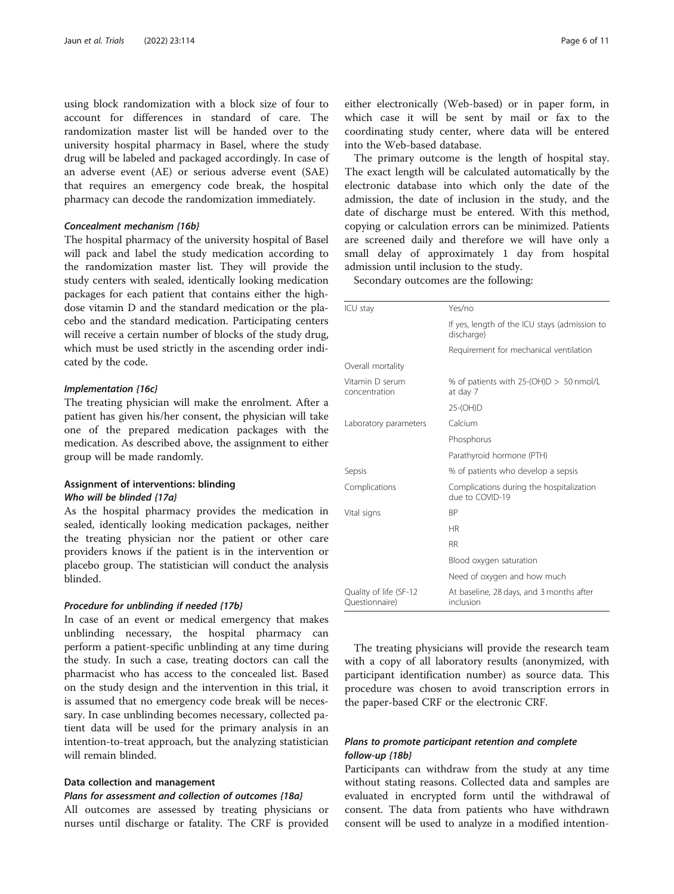using block randomization with a block size of four to account for differences in standard of care. The randomization master list will be handed over to the university hospital pharmacy in Basel, where the study drug will be labeled and packaged accordingly. In case of an adverse event (AE) or serious adverse event (SAE) that requires an emergency code break, the hospital pharmacy can decode the randomization immediately.

#### *Concealment mechanism {16b}*

The hospital pharmacy of the university hospital of Basel will pack and label the study medication according to the randomization master list. They will provide the study centers with sealed, identically looking medication packages for each patient that contains either the high-dose vitamin D and the standard medication or the placebo and the standard medication. Participating centers will receive a certain number of blocks of the study drug, which must be used strictly in the ascending order indicated by the code.

#### *Implementation {16c}*

The treating physician will make the enrolment. After a patient has given his/her consent, the physician will take one of the prepared medication packages with the medication. As described above, the assignment to either group will be made randomly.

### Assignment of interventions: blinding

#### *Who will be blinded {17a}*

As the hospital pharmacy provides the medication in sealed, identically looking medication packages, neither the treating physician nor the patient or other care providers knows if the patient is in the intervention or placebo group. The statistician will conduct the analysis blinded.

#### *Procedure for unblinding if needed {17b}*

In case of an event or medical emergency that makes unblinding necessary, the hospital pharmacy can perform a patient-specific unblinding at any time during the study. In such a case, treating doctors can call the pharmacist who has access to the concealed list. Based on the study design and the intervention in this trial, it is assumed that no emergency code break will be necessary. In case unblinding becomes necessary, collected patient data will be used for the primary analysis in an intention-to-treat approach, but the analyzing statistician will remain blinded.

### Data collection and management

#### *Plans for assessment and collection of outcomes {18a}*

All outcomes are assessed by treating physicians or nurses until discharge or fatality. The CRF is provided either electronically (Web-based) or in paper form, in which case it will be sent by mail or fax to the coordinating study center, where data will be entered into the Web-based database.

The primary outcome is the length of hospital stay. The exact length will be calculated automatically by the electronic database into which only the date of the admission, the date of inclusion in the study, and the date of discharge must be entered. With this method, copying or calculation errors can be minimized. Patients are screened daily and therefore we will have only a small delay of approximately 1 day from hospital admission until inclusion to the study.

Secondary outcomes are the following:

| | |
|---|---|
| ICU stay | Yes/no |
| | If yes, length of the ICU stays (admission to discharge) |
| | Requirement for mechanical ventilation |
| Overall mortality | |
| Vitamin D serum concentration | % of patients with 25-(OH)D > 50 nmol/L at day 7 |
| | 25-(OH)D |
| Laboratory parameters | Calcium |
| | Phosphorus |
| | Parathyroid hormone (PTH) |
| Sepsis | % of patients who develop a sepsis |
| Complications | Complications during the hospitalization due to COVID-19 |
| Vital signs | BP |
| | HR |
| | RR |
| | Blood oxygen saturation |
| | Need of oxygen and how much |
| Quality of life (SF-12 Questionnaire) | At baseline, 28 days, and 3 months after inclusion |

The treating physicians will provide the research team with a copy of all laboratory results (anonymized, with participant identification number) as source data. This procedure was chosen to avoid transcription errors in the paper-based CRF or the electronic CRF.

#### *Plans to promote participant retention and complete follow-up {18b}*

Participants can withdraw from the study at any time without stating reasons. Collected data and samples are evaluated in encrypted form until the withdrawal of consent. The data from patients who have withdrawn consent will be used to analyze in a modified intention-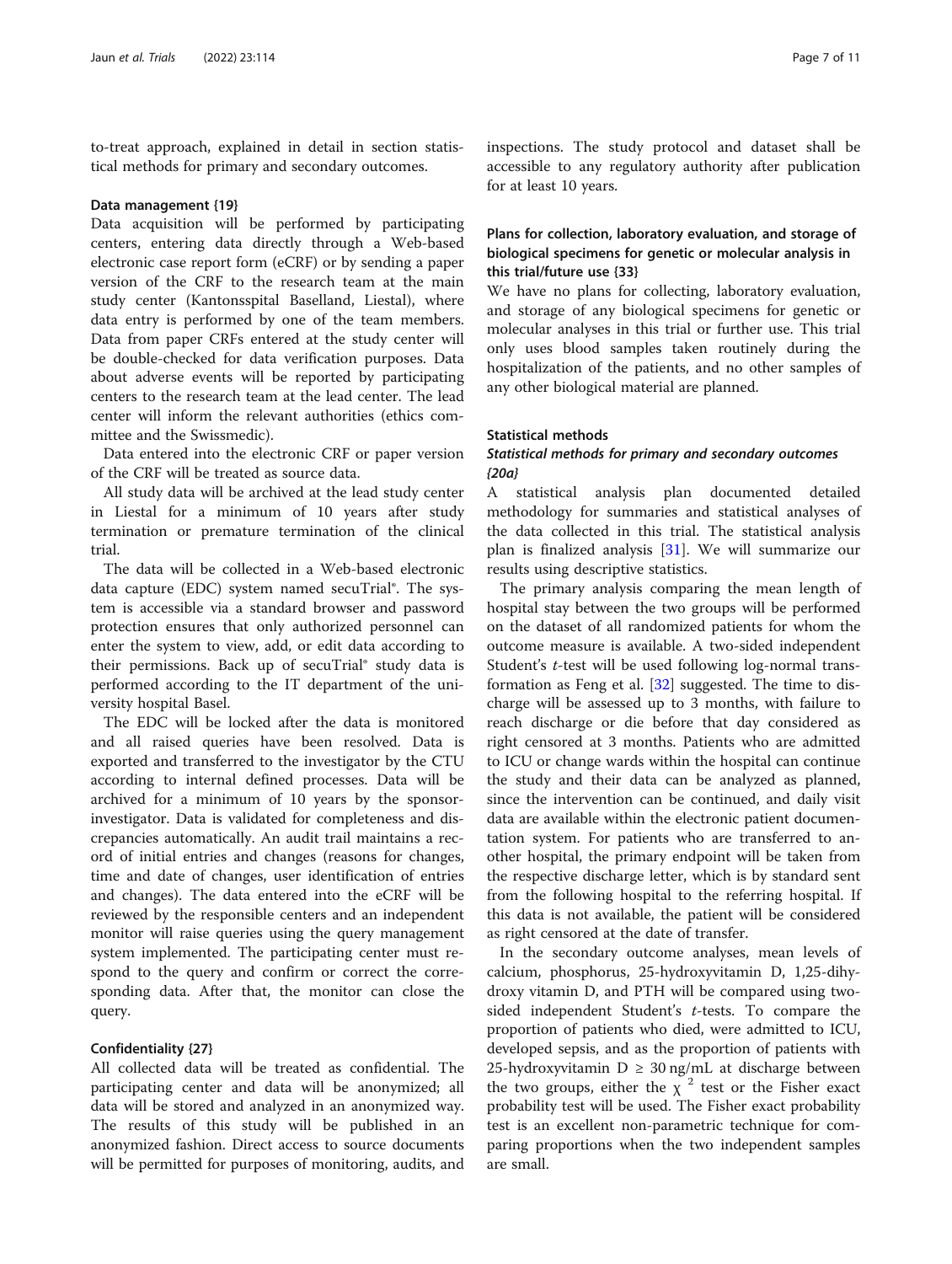to-treat approach, explained in detail in section statistical methods for primary and secondary outcomes.

### Data management {19}

Data acquisition will be performed by participating centers, entering data directly through a Web-based electronic case report form (eCRF) or by sending a paper version of the CRF to the research team at the main study center (Kantonsspital Baselland, Liestal), where data entry is performed by one of the team members. Data from paper CRFs entered at the study center will be double-checked for data verification purposes. Data about adverse events will be reported by participating centers to the research team at the lead center. The lead center will inform the relevant authorities (ethics committee and the Swissmedic).

Data entered into the electronic CRF or paper version of the CRF will be treated as source data.

All study data will be archived at the lead study center in Liestal for a minimum of 10 years after study termination or premature termination of the clinical trial.

The data will be collected in a Web-based electronic data capture (EDC) system named secuTrial®. The system is accessible via a standard browser and password protection ensures that only authorized personnel can enter the system to view, add, or edit data according to their permissions. Back up of secuTrial® study data is performed according to the IT department of the university hospital Basel.

The EDC will be locked after the data is monitored and all raised queries have been resolved. Data is exported and transferred to the investigator by the CTU according to internal defined processes. Data will be archived for a minimum of 10 years by the sponsor-investigator. Data is validated for completeness and discrepancies automatically. An audit trail maintains a record of initial entries and changes (reasons for changes, time and date of changes, user identification of entries and changes). The data entered into the eCRF will be reviewed by the responsible centers and an independent monitor will raise queries using the query management system implemented. The participating center must respond to the query and confirm or correct the corresponding data. After that, the monitor can close the query.

### Confidentiality {27}

All collected data will be treated as confidential. The participating center and data will be anonymized; all data will be stored and analyzed in an anonymized way. The results of this study will be published in an anonymized fashion. Direct access to source documents will be permitted for purposes of monitoring, audits, and inspections. The study protocol and dataset shall be accessible to any regulatory authority after publication for at least 10 years.

### Plans for collection, laboratory evaluation, and storage of biological specimens for genetic or molecular analysis in this trial/future use {33}

We have no plans for collecting, laboratory evaluation, and storage of any biological specimens for genetic or molecular analyses in this trial or further use. This trial only uses blood samples taken routinely during the hospitalization of the patients, and no other samples of any other biological material are planned.

### Statistical methods

#### *Statistical methods for primary and secondary outcomes {20a}*

A statistical analysis plan documented detailed methodology for summaries and statistical analyses of the data collected in this trial. The statistical analysis plan is finalized analysis [31]. We will summarize our results using descriptive statistics.

The primary analysis comparing the mean length of hospital stay between the two groups will be performed on the dataset of all randomized patients for whom the outcome measure is available. A two-sided independent Student's *t*-test will be used following log-normal transformation as Feng et al. [32] suggested. The time to discharge will be assessed up to 3 months, with failure to reach discharge or die before that day considered as right censored at 3 months. Patients who are admitted to ICU or change wards within the hospital can continue the study and their data can be analyzed as planned, since the intervention can be continued, and daily visit data are available within the electronic patient documentation system. For patients who are transferred to another hospital, the primary endpoint will be taken from the respective discharge letter, which is by standard sent from the following hospital to the referring hospital. If this data is not available, the patient will be considered as right censored at the date of transfer.

In the secondary outcome analyses, mean levels of calcium, phosphorus, 25-hydroxyvitamin D, 1,25-dihydroxy vitamin D, and PTH will be compared using two-sided independent Student's *t*-tests. To compare the proportion of patients who died, were admitted to ICU, developed sepsis, and as the proportion of patients with 25-hydroxyvitamin D ≥ 30 ng/mL at discharge between the two groups, either the $\chi^2$ test or the Fisher exact probability test will be used. The Fisher exact probability test is an excellent non-parametric technique for comparing proportions when the two independent samples are small.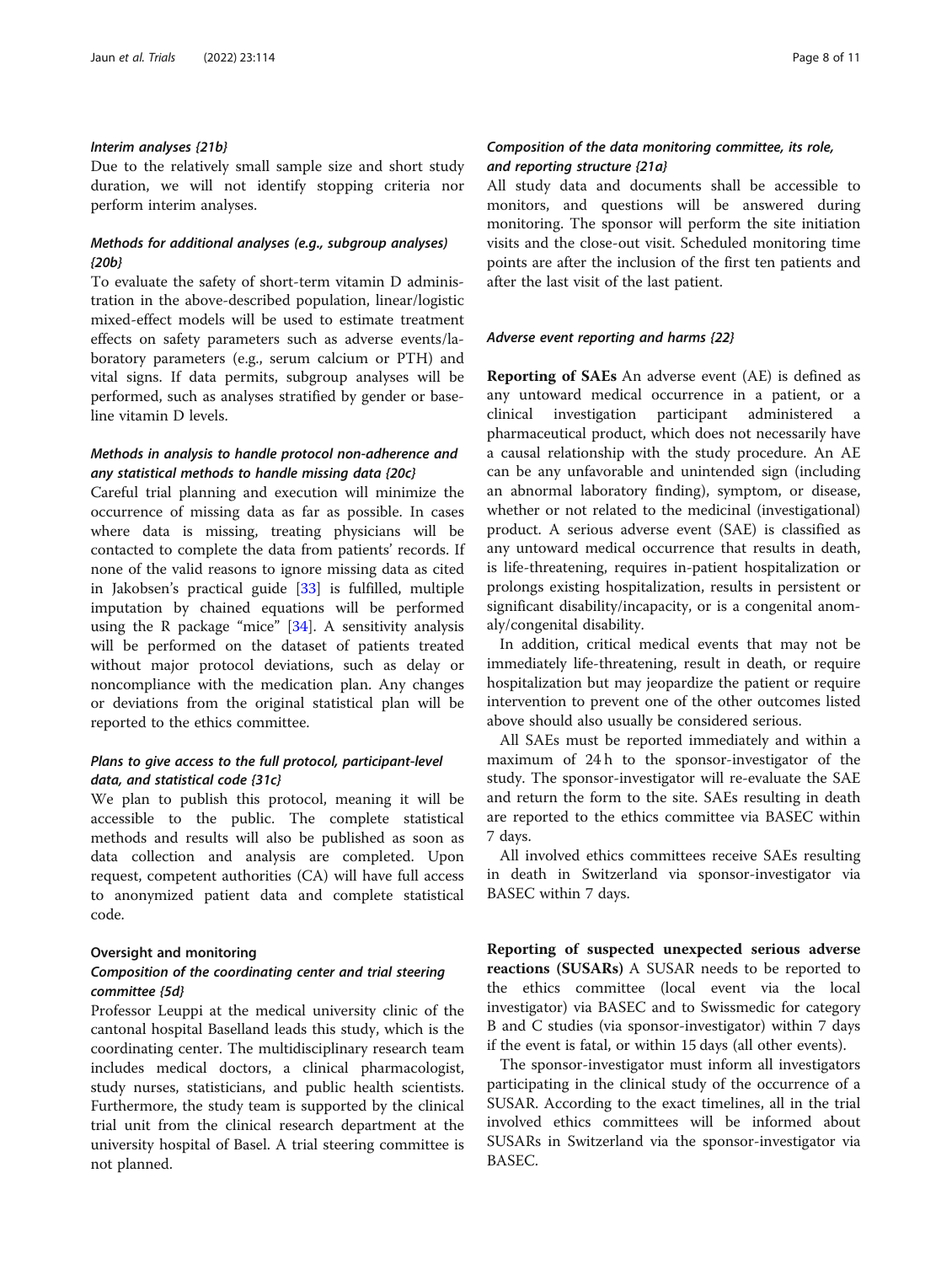### Interim analyses {21b}

Due to the relatively small sample size and short study duration, we will not identify stopping criteria nor perform interim analyses.

### Methods for additional analyses (e.g., subgroup analyses) {20b}

To evaluate the safety of short-term vitamin D administration in the above-described population, linear/logistic mixed-effect models will be used to estimate treatment effects on safety parameters such as adverse events/laboratory parameters (e.g., serum calcium or PTH) and vital signs. If data permits, subgroup analyses will be performed, such as analyses stratified by gender or baseline vitamin D levels.

### Methods in analysis to handle protocol non-adherence and any statistical methods to handle missing data {20c}

Careful trial planning and execution will minimize the occurrence of missing data as far as possible. In cases where data is missing, treating physicians will be contacted to complete the data from patients' records. If none of the valid reasons to ignore missing data as cited in Jakobsen's practical guide [33] is fulfilled, multiple imputation by chained equations will be performed using the R package "mice" [34]. A sensitivity analysis will be performed on the dataset of patients treated without major protocol deviations, such as delay or noncompliance with the medication plan. Any changes or deviations from the original statistical plan will be reported to the ethics committee.

### Plans to give access to the full protocol, participant-level data, and statistical code {31c}

We plan to publish this protocol, meaning it will be accessible to the public. The complete statistical methods and results will also be published as soon as data collection and analysis are completed. Upon request, competent authorities (CA) will have full access to anonymized patient data and complete statistical code.

## Oversight and monitoring

### Composition of the coordinating center and trial steering committee {5d}

Professor Leuppi at the medical university clinic of the cantonal hospital Baselland leads this study, which is the coordinating center. The multidisciplinary research team includes medical doctors, a clinical pharmacologist, study nurses, statisticians, and public health scientists. Furthermore, the study team is supported by the clinical trial unit from the clinical research department at the university hospital of Basel. A trial steering committee is not planned.

### Composition of the data monitoring committee, its role, and reporting structure {21a}

All study data and documents shall be accessible to monitors, and questions will be answered during monitoring. The sponsor will perform the site initiation visits and the close-out visit. Scheduled monitoring time points are after the inclusion of the first ten patients and after the last visit of the last patient.

### Adverse event reporting and harms {22}

**Reporting of SAEs** An adverse event (AE) is defined as any untoward medical occurrence in a patient, or a clinical investigation participant administered a pharmaceutical product, which does not necessarily have a causal relationship with the study procedure. An AE can be any unfavorable and unintended sign (including an abnormal laboratory finding), symptom, or disease, whether or not related to the medicinal (investigational) product. A serious adverse event (SAE) is classified as any untoward medical occurrence that results in death, is life-threatening, requires in-patient hospitalization or prolongs existing hospitalization, results in persistent or significant disability/incapacity, or is a congenital anomaly/congenital disability.

In addition, critical medical events that may not be immediately life-threatening, result in death, or require hospitalization but may jeopardize the patient or require intervention to prevent one of the other outcomes listed above should also usually be considered serious.

All SAEs must be reported immediately and within a maximum of 24 h to the sponsor-investigator of the study. The sponsor-investigator will re-evaluate the SAE and return the form to the site. SAEs resulting in death are reported to the ethics committee via BASEC within 7 days.

All involved ethics committees receive SAEs resulting in death in Switzerland via sponsor-investigator via BASEC within 7 days.

**Reporting of suspected unexpected serious adverse reactions (SUSARs)** A SUSAR needs to be reported to the ethics committee (local event via the local investigator) via BASEC and to Swissmedic for category B and C studies (via sponsor-investigator) within 7 days if the event is fatal, or within 15 days (all other events).

The sponsor-investigator must inform all investigators participating in the clinical study of the occurrence of a SUSAR. According to the exact timelines, all in the trial involved ethics committees will be informed about SUSARs in Switzerland via the sponsor-investigator via BASEC.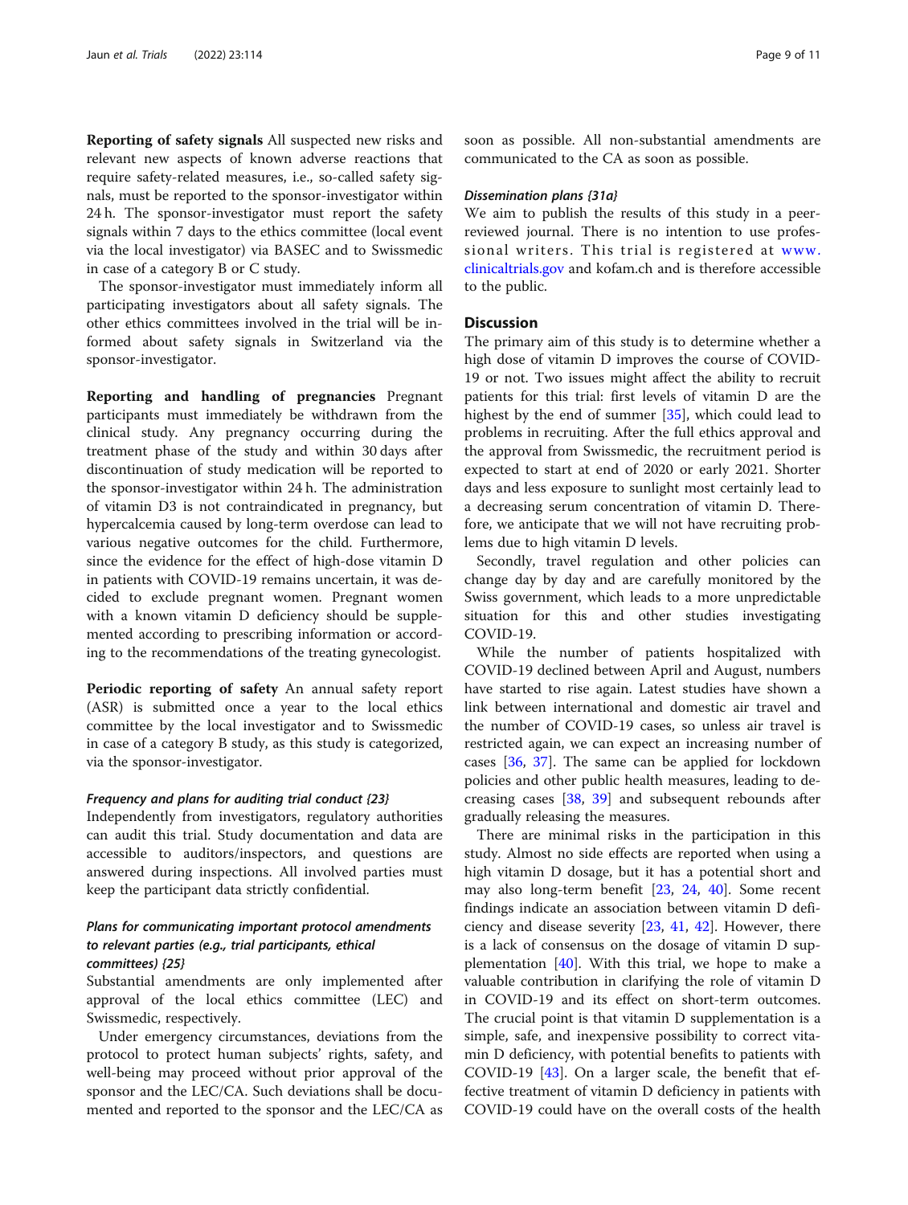**Reporting of safety signals** All suspected new risks and relevant new aspects of known adverse reactions that require safety-related measures, i.e., so-called safety signals, must be reported to the sponsor-investigator within 24 h. The sponsor-investigator must report the safety signals within 7 days to the ethics committee (local event via the local investigator) via BASEC and to Swissmedic in case of a category B or C study.

The sponsor-investigator must immediately inform all participating investigators about all safety signals. The other ethics committees involved in the trial will be informed about safety signals in Switzerland via the sponsor-investigator.

**Reporting and handling of pregnancies** Pregnant participants must immediately be withdrawn from the clinical study. Any pregnancy occurring during the treatment phase of the study and within 30 days after discontinuation of study medication will be reported to the sponsor-investigator within 24 h. The administration of vitamin D3 is not contraindicated in pregnancy, but hypercalcemia caused by long-term overdose can lead to various negative outcomes for the child. Furthermore, since the evidence for the effect of high-dose vitamin D in patients with COVID-19 remains uncertain, it was decided to exclude pregnant women. Pregnant women with a known vitamin D deficiency should be supplemented according to prescribing information or according to the recommendations of the treating gynecologist.

**Periodic reporting of safety** An annual safety report (ASR) is submitted once a year to the local ethics committee by the local investigator and to Swissmedic in case of a category B study, as this study is categorized, via the sponsor-investigator.

### *Frequency and plans for auditing trial conduct {23}*

Independently from investigators, regulatory authorities can audit this trial. Study documentation and data are accessible to auditors/inspectors, and questions are answered during inspections. All involved parties must keep the participant data strictly confidential.

### *Plans for communicating important protocol amendments to relevant parties (e.g., trial participants, ethical committees) {25}*

Substantial amendments are only implemented after approval of the local ethics committee (LEC) and Swissmedic, respectively.

Under emergency circumstances, deviations from the protocol to protect human subjects' rights, safety, and well-being may proceed without prior approval of the sponsor and the LEC/CA. Such deviations shall be documented and reported to the sponsor and the LEC/CA as soon as possible. All non-substantial amendments are communicated to the CA as soon as possible.

### *Dissemination plans {31a}*

We aim to publish the results of this study in a peer-reviewed journal. There is no intention to use professional writers. This trial is registered at www.clinicaltrials.gov and kofam.ch and is therefore accessible to the public.

## Discussion

The primary aim of this study is to determine whether a high dose of vitamin D improves the course of COVID-19 or not. Two issues might affect the ability to recruit patients for this trial: first levels of vitamin D are the highest by the end of summer [35], which could lead to problems in recruiting. After the full ethics approval and the approval from Swissmedic, the recruitment period is expected to start at end of 2020 or early 2021. Shorter days and less exposure to sunlight most certainly lead to a decreasing serum concentration of vitamin D. Therefore, we anticipate that we will not have recruiting problems due to high vitamin D levels.

Secondly, travel regulation and other policies can change day by day and are carefully monitored by the Swiss government, which leads to a more unpredictable situation for this and other studies investigating COVID-19.

While the number of patients hospitalized with COVID-19 declined between April and August, numbers have started to rise again. Latest studies have shown a link between international and domestic air travel and the number of COVID-19 cases, so unless air travel is restricted again, we can expect an increasing number of cases [36, 37]. The same can be applied for lockdown policies and other public health measures, leading to decreasing cases [38, 39] and subsequent rebounds after gradually releasing the measures.

There are minimal risks in the participation in this study. Almost no side effects are reported when using a high vitamin D dosage, but it has a potential short and may also long-term benefit [23, 24, 40]. Some recent findings indicate an association between vitamin D deficiency and disease severity [23, 41, 42]. However, there is a lack of consensus on the dosage of vitamin D supplementation [40]. With this trial, we hope to make a valuable contribution in clarifying the role of vitamin D in COVID-19 and its effect on short-term outcomes. The crucial point is that vitamin D supplementation is a simple, safe, and inexpensive possibility to correct vitamin D deficiency, with potential benefits to patients with COVID-19 [43]. On a larger scale, the benefit that effective treatment of vitamin D deficiency in patients with COVID-19 could have on the overall costs of the health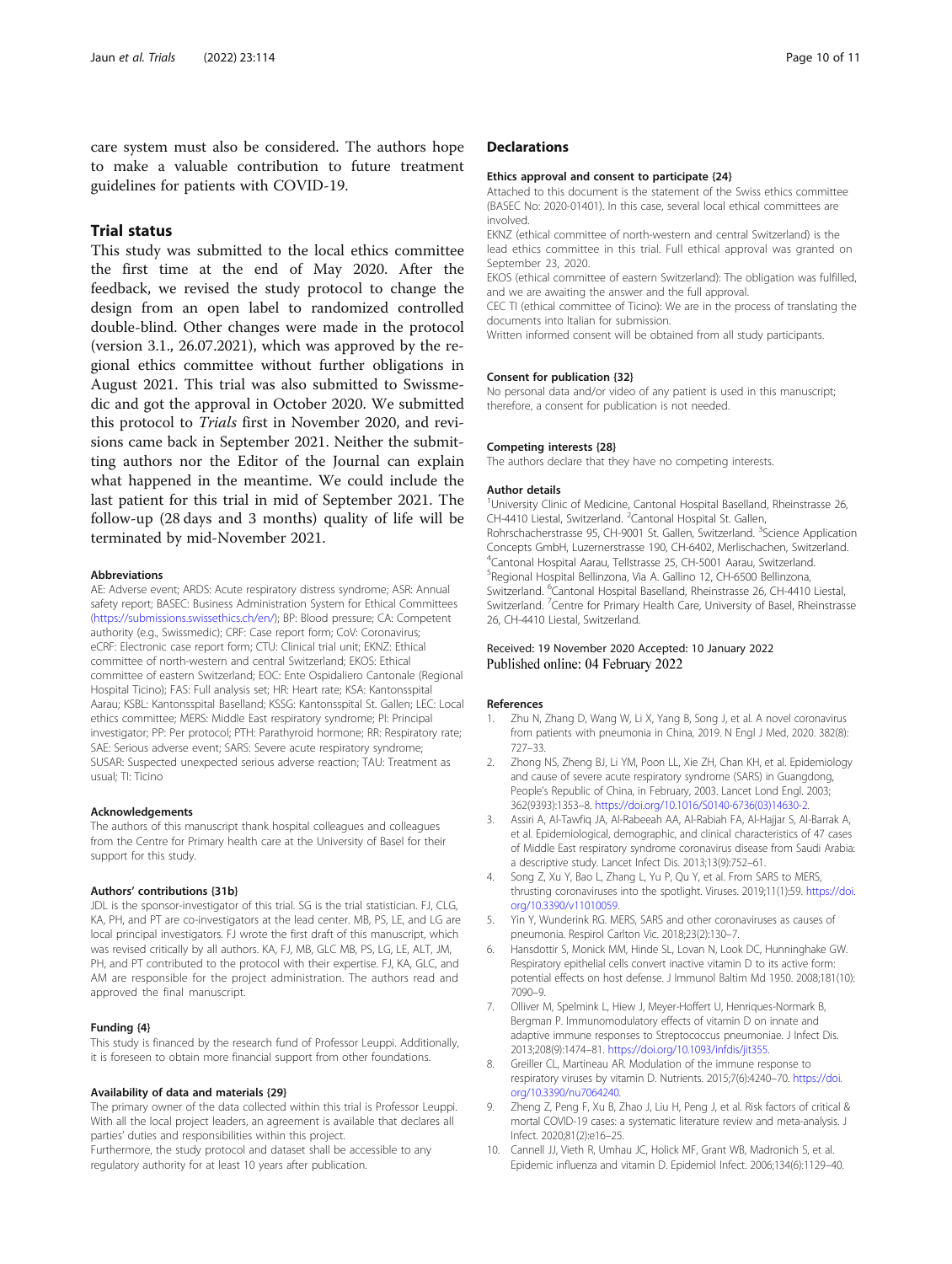care system must also be considered. The authors hope to make a valuable contribution to future treatment guidelines for patients with COVID-19.

## Trial status

This study was submitted to the local ethics committee the first time at the end of May 2020. After the feedback, we revised the study protocol to change the design from an open label to randomized controlled double-blind. Other changes were made in the protocol (version 3.1., 26.07.2021), which was approved by the regional ethics committee without further obligations in August 2021. This trial was also submitted to Swissmedic and got the approval in October 2020. We submitted this protocol to *Trials* first in November 2020, and revisions came back in September 2021. Neither the submitting authors nor the Editor of the Journal can explain what happened in the meantime. We could include the last patient for this trial in mid of September 2021. The follow-up (28 days and 3 months) quality of life will be terminated by mid-November 2021.

#### Abbreviations

AE: Adverse event; ARDS: Acute respiratory distress syndrome; ASR: Annual safety report; BASEC: Business Administration System for Ethical Committees (https://submissions.swissethics.ch/en/); BP: Blood pressure; CA: Competent authority (e.g., Swissmedic); CRF: Case report form; CoV: Coronavirus; eCRF: Electronic case report form; CTU: Clinical trial unit; EKNZ: Ethical committee of north-western and central Switzerland; EKOS: Ethical committee of eastern Switzerland; EOC: Ente Ospidaliero Cantonale (Regional Hospital Ticino); FAS: Full analysis set; HR: Heart rate; KSA: Kantonsspital Aarau; KSBL: Kantonsspital Baselland; KSSG: Kantonsspital St. Gallen; LEC: Local ethics committee; MERS: Middle East respiratory syndrome; PI: Principal investigator; PP: Per protocol; PTH: Parathyroid hormone; RR: Respiratory rate; SAE: Serious adverse event; SARS: Severe acute respiratory syndrome; SUSAR: Suspected unexpected serious adverse reaction; TAU: Treatment as usual; TI: Ticino

#### Acknowledgements

The authors of this manuscript thank hospital colleagues and colleagues from the Centre for Primary health care at the University of Basel for their support for this study.

#### Authors' contributions {31b}

JDL is the sponsor-investigator of this trial. SG is the trial statistician. FJ, CLG, KA, PH, and PT are co-investigators at the lead center. MB, PS, LE, and LG are local principal investigators. FJ wrote the first draft of this manuscript, which was revised critically by all authors. KA, FJ, MB, GLC MB, PS, LG, LE, ALT, JM, PH, and PT contributed to the protocol with their expertise. FJ, KA, GLC, and AM are responsible for the project administration. The authors read and approved the final manuscript.

#### Funding {4}

This study is financed by the research fund of Professor Leuppi. Additionally, it is foreseen to obtain more financial support from other foundations.

#### Availability of data and materials {29}

The primary owner of the data collected within this trial is Professor Leuppi. With all the local project leaders, an agreement is available that declares all parties' duties and responsibilities within this project.
Furthermore, the study protocol and dataset shall be accessible to any regulatory authority for at least 10 years after publication.

## Declarations

#### Ethics approval and consent to participate {24}

Attached to this document is the statement of the Swiss ethics committee (BASEC No: 2020-01401). In this case, several local ethical committees are involved.
EKNZ (ethical committee of north-western and central Switzerland) is the lead ethics committee in this trial. Full ethical approval was granted on September 23, 2020.
EKOS (ethical committee of eastern Switzerland): The obligation was fulfilled, and we are awaiting the answer and the full approval.
CEC TI (ethical committee of Ticino): We are in the process of translating the documents into Italian for submission.
Written informed consent will be obtained from all study participants.

#### Consent for publication {32}

No personal data and/or video of any patient is used in this manuscript; therefore, a consent for publication is not needed.

#### Competing interests {28}

The authors declare that they have no competing interests.

#### Author details

[1]University Clinic of Medicine, Cantonal Hospital Baselland, Rheinstrasse 26, CH-4410 Liestal, Switzerland. [2]Cantonal Hospital St. Gallen, Rohrschacherstrasse 95, CH-9001 St. Gallen, Switzerland. [3]Science Application Concepts GmbH, Luzernerstrasse 190, CH-6402, Merlischachen, Switzerland. [4]Cantonal Hospital Aarau, Tellstrasse 25, CH-5001 Aarau, Switzerland. [5]Regional Hospital Bellinzona, Via A. Gallino 12, CH-6500 Bellinzona, Switzerland. [6]Cantonal Hospital Baselland, Rheinstrasse 26, CH-4410 Liestal, Switzerland. [7]Centre for Primary Health Care, University of Basel, Rheinstrasse 26, CH-4410 Liestal, Switzerland.

Received: 19 November 2020 Accepted: 10 January 2022
Published online: 04 February 2022

#### References

1. Zhu N, Zhang D, Wang W, Li X, Yang B, Song J, et al. A novel coronavirus from patients with pneumonia in China, 2019. N Engl J Med, 2020. 382(8): 727–33.
2. Zhong NS, Zheng BJ, Li YM, Poon LL, Xie ZH, Chan KH, et al. Epidemiology and cause of severe acute respiratory syndrome (SARS) in Guangdong, People's Republic of China, in February, 2003. Lancet Lond Engl. 2003; 362(9393):1353–8. https://doi.org/10.1016/S0140-6736(03)14630-2.
3. Assiri A, Al-Tawfiq JA, Al-Rabeeah AA, Al-Rabiah FA, Al-Hajjar S, Al-Barrak A, et al. Epidemiological, demographic, and clinical characteristics of 47 cases of Middle East respiratory syndrome coronavirus disease from Saudi Arabia: a descriptive study. Lancet Infect Dis. 2013;13(9):752–61.
4. Song Z, Xu Y, Bao L, Zhang L, Yu P, Qu Y, et al. From SARS to MERS, thrusting coronaviruses into the spotlight. Viruses. 2019;11(1):59. https://doi.org/10.3390/v11010059.
5. Yin Y, Wunderink RG. MERS, SARS and other coronaviruses as causes of pneumonia. Respirol Carlton Vic. 2018;23(2):130–7.
6. Hansdottir S, Monick MM, Hinde SL, Lovan N, Look DC, Hunninghake GW. Respiratory epithelial cells convert inactive vitamin D to its active form: potential effects on host defense. J Immunol Baltim Md 1950. 2008;181(10): 7090–9.
7. Olliver M, Spelmink L, Hiew J, Meyer-Hoffert U, Henriques-Normark B, Bergman P. Immunomodulatory effects of vitamin D on innate and adaptive immune responses to Streptococcus pneumoniae. J Infect Dis. 2013;208(9):1474–81. https://doi.org/10.1093/infdis/jit355.
8. Greiller CL, Martineau AR. Modulation of the immune response to respiratory viruses by vitamin D. Nutrients. 2015;7(6):4240–70. https://doi.org/10.3390/nu7064240.
9. Zheng Z, Peng F, Xu B, Zhao J, Liu H, Peng J, et al. Risk factors of critical & mortal COVID-19 cases: a systematic literature review and meta-analysis. J Infect. 2020;81(2):e16–25.
10. Cannell JJ, Vieth R, Umhau JC, Holick MF, Grant WB, Madronich S, et al. Epidemic influenza and vitamin D. Epidemiol Infect. 2006;134(6):1129–40.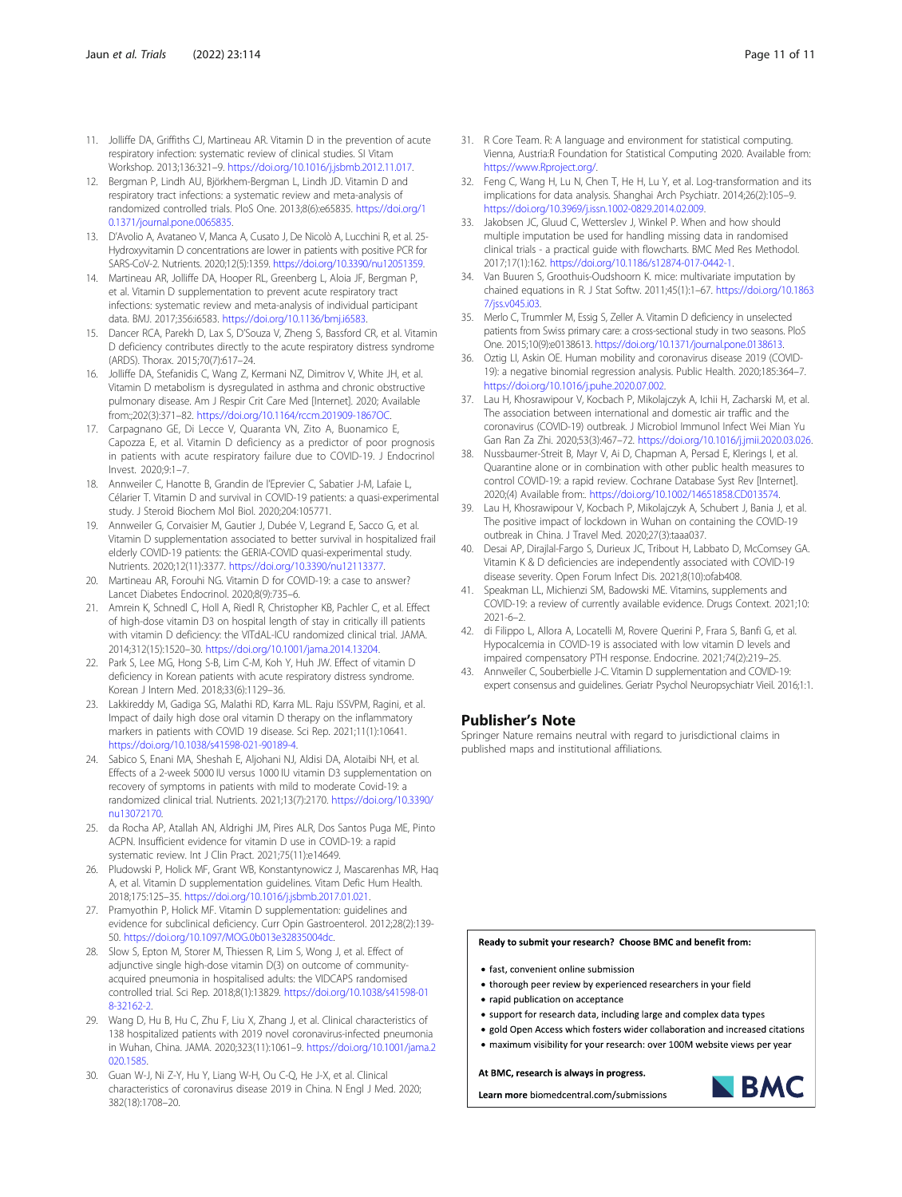11. Jolliffe DA, Griffiths CJ, Martineau AR. Vitamin D in the prevention of acute respiratory infection: systematic review of clinical studies. SI Vitam Workshop. 2013;136:321–9. https://doi.org/10.1016/j.jsbmb.2012.11.017.
12. Bergman P, Lindh AU, Björkhem-Bergman L, Lindh JD. Vitamin D and respiratory tract infections: a systematic review and meta-analysis of randomized controlled trials. PloS One. 2013;8(6):e65835. https://doi.org/10.1371/journal.pone.0065835.
13. D'Avolio A, Avataneo V, Manca A, Cusato J, De Nicolò A, Lucchini R, et al. 25-Hydroxyvitamin D concentrations are lower in patients with positive PCR for SARS-CoV-2. Nutrients. 2020;12(5):1359. https://doi.org/10.3390/nu12051359.
14. Martineau AR, Jolliffe DA, Hooper RL, Greenberg L, Aloia JF, Bergman P, et al. Vitamin D supplementation to prevent acute respiratory tract infections: systematic review and meta-analysis of individual participant data. BMJ. 2017;356:i6583. https://doi.org/10.1136/bmj.i6583.
15. Dancer RCA, Parekh D, Lax S, D'Souza V, Zheng S, Bassford CR, et al. Vitamin D deficiency contributes directly to the acute respiratory distress syndrome (ARDS). Thorax. 2015;70(7):617–24.
16. Jolliffe DA, Stefanidis C, Wang Z, Kermani NZ, Dimitrov V, White JH, et al. Vitamin D metabolism is dysregulated in asthma and chronic obstructive pulmonary disease. Am J Respir Crit Care Med [Internet]. 2020; Available from:;202(3):371–82. https://doi.org/10.1164/rccm.201909-1867OC.
17. Carpagnano GE, Di Lecce V, Quaranta VN, Zito A, Buonamico E, Capozza E, et al. Vitamin D deficiency as a predictor of poor prognosis in patients with acute respiratory failure due to COVID-19. J Endocrinol Invest. 2020;9:1–7.
18. Annweiler C, Hanotte B, Grandin de l'Eprevier C, Sabatier J-M, Lafaie L, Célarier T. Vitamin D and survival in COVID-19 patients: a quasi-experimental study. J Steroid Biochem Mol Biol. 2020;204:105771.
19. Annweiler G, Corvaisier M, Gautier J, Dubée V, Legrand E, Sacco G, et al. Vitamin D supplementation associated to better survival in hospitalized frail elderly COVID-19 patients: the GERIA-COVID quasi-experimental study. Nutrients. 2020;12(11):3377. https://doi.org/10.3390/nu12113377.
20. Martineau AR, Forouhi NG. Vitamin D for COVID-19: a case to answer? Lancet Diabetes Endocrinol. 2020;8(9):735–6.
21. Amrein K, Schnedl C, Holl A, Riedl R, Christopher KB, Pachler C, et al. Effect of high-dose vitamin D3 on hospital length of stay in critically ill patients with vitamin D deficiency: the VITdAL-ICU randomized clinical trial. JAMA. 2014;312(15):1520–30. https://doi.org/10.1001/jama.2014.13204.
22. Park S, Lee MG, Hong S-B, Lim C-M, Koh Y, Huh JW. Effect of vitamin D deficiency in Korean patients with acute respiratory distress syndrome. Korean J Intern Med. 2018;33(6):1129–36.
23. Lakkireddy M, Gadiga SG, Malathi RD, Karra ML. Raju ISSVPM, Ragini, et al. Impact of daily high dose oral vitamin D therapy on the inflammatory markers in patients with COVID 19 disease. Sci Rep. 2021;11(1):10641. https://doi.org/10.1038/s41598-021-90189-4.
24. Sabico S, Enani MA, Sheshah E, Aljohani NJ, Aldisi DA, Alotaibi NH, et al. Effects of a 2-week 5000 IU versus 1000 IU vitamin D3 supplementation on recovery of symptoms in patients with mild to moderate Covid-19: a randomized clinical trial. Nutrients. 2021;13(7):2170. https://doi.org/10.3390/nu13072170.
25. da Rocha AP, Atallah AN, Aldrighi JM, Pires ALR, Dos Santos Puga ME, Pinto ACPN. Insufficient evidence for vitamin D use in COVID-19: a rapid systematic review. Int J Clin Pract. 2021;75(11):e14649.
26. Pludowski P, Holick MF, Grant WB, Konstantynowicz J, Mascarenhas MR, Haq A, et al. Vitamin D supplementation guidelines. Vitam Defic Hum Health. 2018;175:125–35. https://doi.org/10.1016/j.jsbmb.2017.01.021.
27. Pramyothin P, Holick MF. Vitamin D supplementation: guidelines and evidence for subclinical deficiency. Curr Opin Gastroenterol. 2012;28(2):139-50. https://doi.org/10.1097/MOG.0b013e32835004dc.
28. Slow S, Epton M, Storer M, Thiessen R, Lim S, Wong J, et al. Effect of adjunctive single high-dose vitamin D(3) on outcome of community-acquired pneumonia in hospitalised adults: the VIDCAPS randomised controlled trial. Sci Rep. 2018;8(1):13829. https://doi.org/10.1038/s41598-018-32162-2.
29. Wang D, Hu B, Hu C, Zhu F, Liu X, Zhang J, et al. Clinical characteristics of 138 hospitalized patients with 2019 novel coronavirus-infected pneumonia in Wuhan, China. JAMA. 2020;323(11):1061–9. https://doi.org/10.1001/jama.2020.1585.
30. Guan W-J, Ni Z-Y, Hu Y, Liang W-H, Ou C-Q, He J-X, et al. Clinical characteristics of coronavirus disease 2019 in China. N Engl J Med. 2020; 382(18):1708–20.
31. R Core Team. R: A language and environment for statistical computing. Vienna, Austria:R Foundation for Statistical Computing 2020. Available from: https://www.Rproject.org/.
32. Feng C, Wang H, Lu N, Chen T, He H, Lu Y, et al. Log-transformation and its implications for data analysis. Shanghai Arch Psychiatr. 2014;26(2):105–9. https://doi.org/10.3969/j.issn.1002-0829.2014.02.009.
33. Jakobsen JC, Gluud C, Wetterslev J, Winkel P. When and how should multiple imputation be used for handling missing data in randomised clinical trials - a practical guide with flowcharts. BMC Med Res Methodol. 2017;17(1):162. https://doi.org/10.1186/s12874-017-0442-1.
34. Van Buuren S, Groothuis-Oudshoorn K. mice: multivariate imputation by chained equations in R. J Stat Softw. 2011;45(1):1–67. https://doi.org/10.18637/jss.v045.i03.
35. Merlo C, Trummler M, Essig S, Zeller A. Vitamin D deficiency in unselected patients from Swiss primary care: a cross-sectional study in two seasons. PloS One. 2015;10(9):e0138613. https://doi.org/10.1371/journal.pone.0138613.
36. Oztig LI, Askin OE. Human mobility and coronavirus disease 2019 (COVID-19): a negative binomial regression analysis. Public Health. 2020;185:364–7. https://doi.org/10.1016/j.puhe.2020.07.002.
37. Lau H, Khosrawipour V, Kocbach P, Mikolajczyk A, Ichii H, Zacharski M, et al. The association between international and domestic air traffic and the coronavirus (COVID-19) outbreak. J Microbiol Immunol Infect Wei Mian Yu Gan Ran Za Zhi. 2020;53(3):467–72. https://doi.org/10.1016/j.jmii.2020.03.026.
38. Nussbaumer-Streit B, Mayr V, Ai D, Chapman A, Persad E, Klerings I, et al. Quarantine alone or in combination with other public health measures to control COVID-19: a rapid review. Cochrane Database Syst Rev [Internet]. 2020;(4) Available from:. https://doi.org/10.1002/14651858.CD013574.
39. Lau H, Khosrawipour V, Kocbach P, Mikolajczyk A, Schubert J, Bania J, et al. The positive impact of lockdown in Wuhan on containing the COVID-19 outbreak in China. J Travel Med. 2020;27(3):taaa037.
40. Desai AP, Dirajlal-Fargo S, Durieux JC, Tribout H, Labbato D, McComsey GA. Vitamin K & D deficiencies are independently associated with COVID-19 disease severity. Open Forum Infect Dis. 2021;8(10):ofab408.
41. Speakman LL, Michienzi SM, Badowski ME. Vitamins, supplements and COVID-19: a review of currently available evidence. Drugs Context. 2021;10: 2021-6–2.
42. di Filippo L, Allora A, Locatelli M, Rovere Querini P, Frara S, Banfi G, et al. Hypocalcemia in COVID-19 is associated with low vitamin D levels and impaired compensatory PTH response. Endocrine. 2021;74(2):219–25.
43. Annweiler C, Souberbielle J-C. Vitamin D supplementation and COVID-19: expert consensus and guidelines. Geriatr Psychol Neuropsychiatr Vieil. 2016;1:1.

## Publisher's Note

Springer Nature remains neutral with regard to jurisdictional claims in published maps and institutional affiliations.

**Ready to submit your research? Choose BMC and benefit from:**

- fast, convenient online submission
- thorough peer review by experienced researchers in your field
- rapid publication on acceptance
- support for research data, including large and complex data types
- gold Open Access which fosters wider collaboration and increased citations
- maximum visibility for your research: over 100M website views per year

**At BMC, research is always in progress.**

**Learn more** biomedcentral.com/submissions